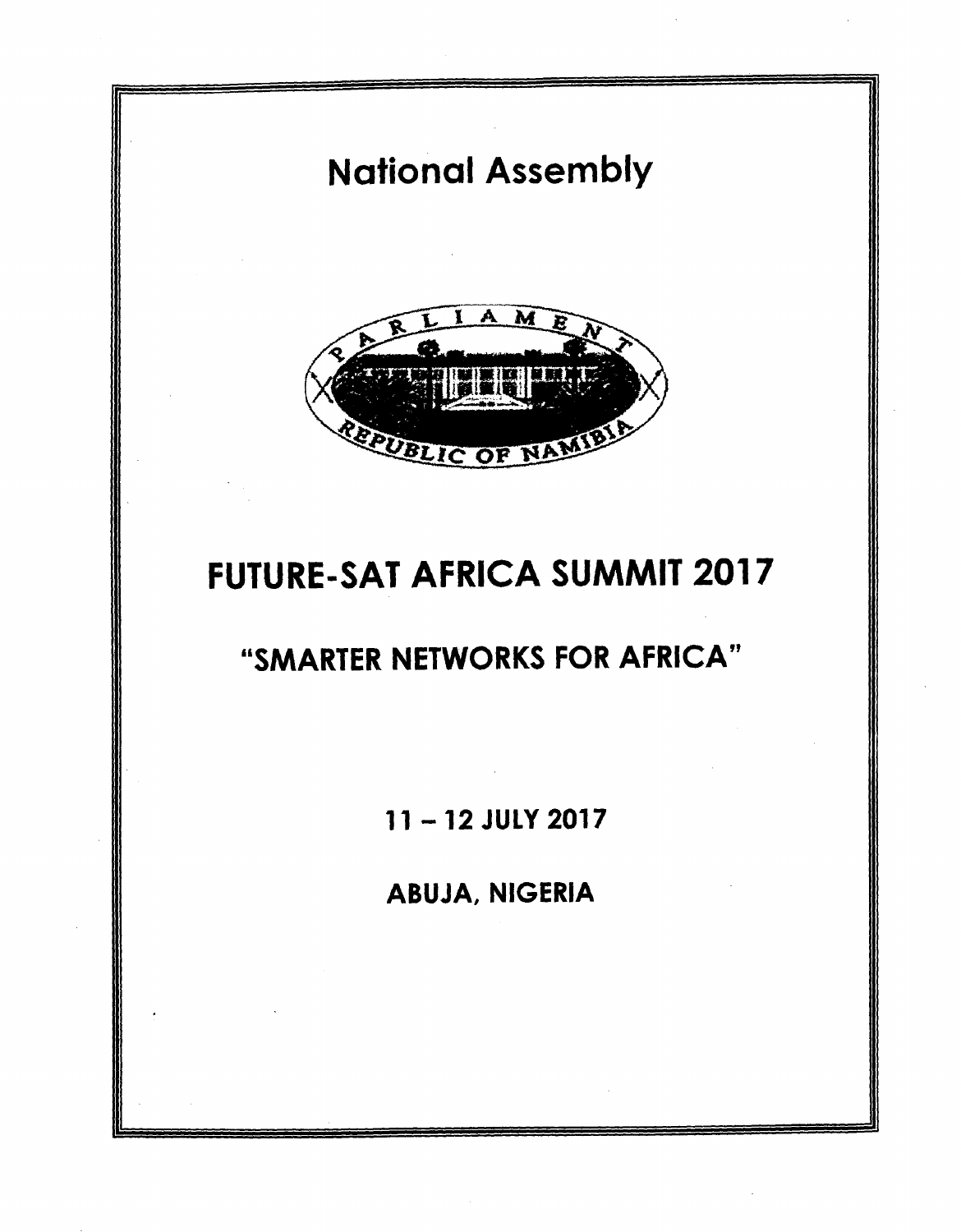# National Assembly

PARLIAMENT

REPUBLIC OF NAMIBIA

# FUTURE-SAT AFRICA SUMMIT 2017

## "SMARTER NETWORKS FOR AFRICA"

**11 – 12 JULY 2017**

**ABUJA, NIGERIA**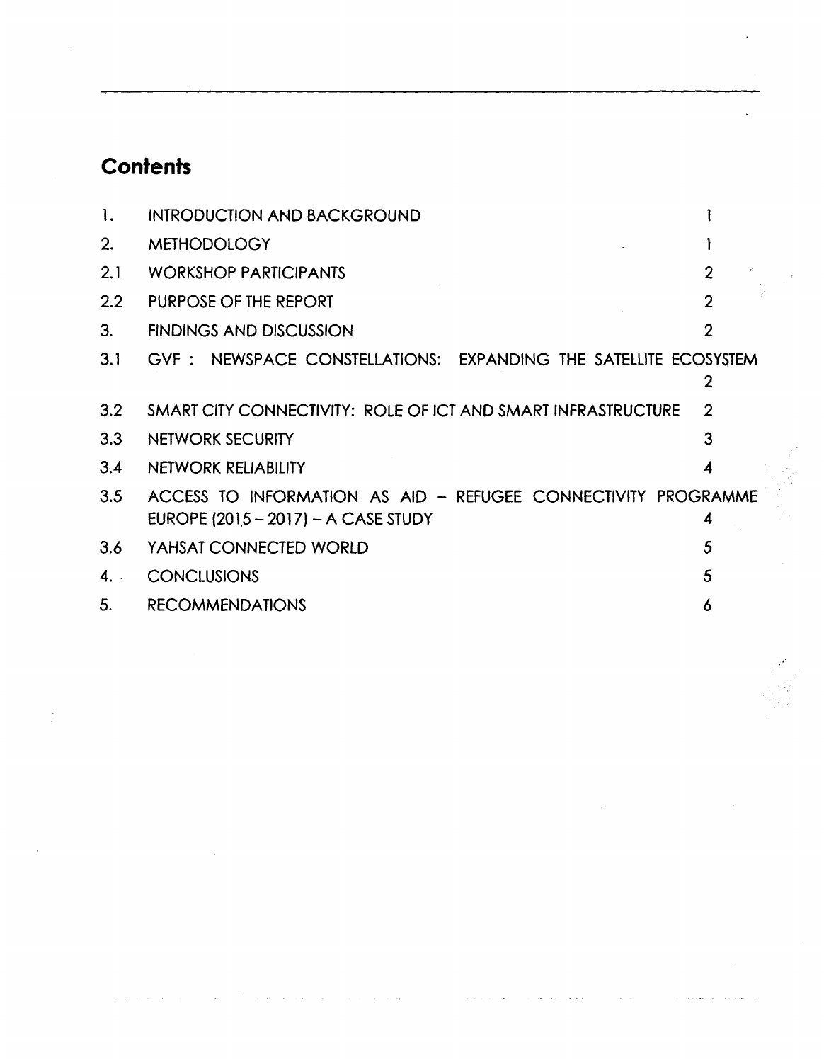# Contents

| | | |
|---|---|---|
| 1. | INTRODUCTION AND BACKGROUND | 1 |
| 2. | METHODOLOGY | 1 |
| 2.1 | WORKSHOP PARTICIPANTS | 2 |
| 2.2 | PURPOSE OF THE REPORT | 2 |
| 3. | FINDINGS AND DISCUSSION | 2 |
| 3.1 | GVF : NEWSPACE CONSTELLATIONS: EXPANDING THE SATELLITE ECOSYSTEM | 2 |
| 3.2 | SMART CITY CONNECTIVITY: ROLE OF ICT AND SMART INFRASTRUCTURE | 2 |
| 3.3 | NETWORK SECURITY | 3 |
| 3.4 | NETWORK RELIABILITY | 4 |
| 3.5 | ACCESS TO INFORMATION AS AID – REFUGEE CONNECTIVITY PROGRAMME EUROPE (2015 – 2017) – A CASE STUDY | 4 |
| 3.6 | YAHSAT CONNECTED WORLD | 5 |
| 4. | CONCLUSIONS | 5 |
| 5. | RECOMMENDATIONS | 6 |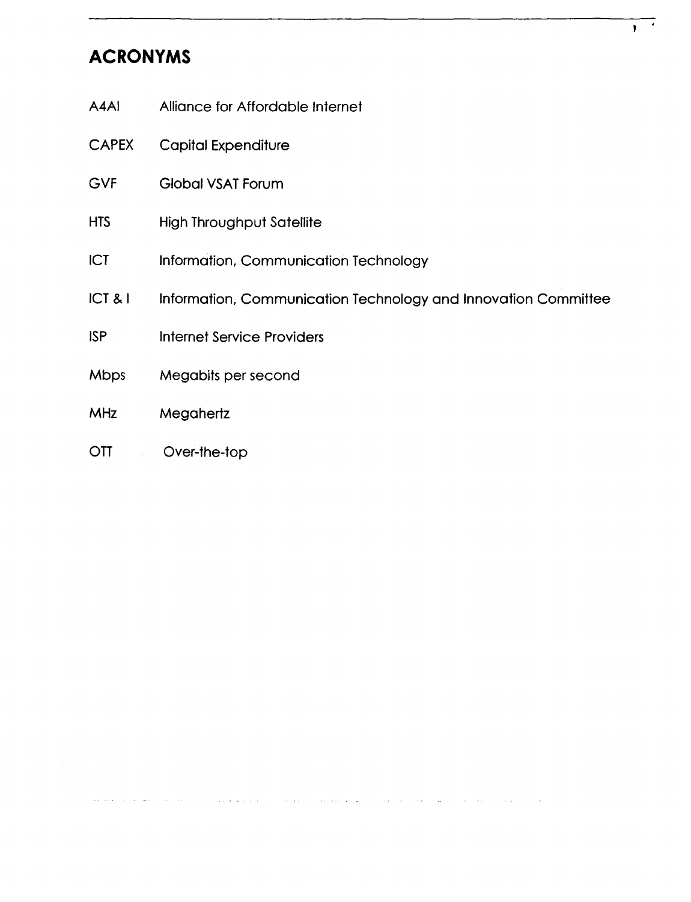# ACRONYMS

| | |
|---|---|
| A4AI | Alliance for Affordable Internet |
| CAPEX | Capital Expenditure |
| GVF | Global VSAT Forum |
| HTS | High Throughput Satellite |
| ICT | Information, Communication Technology |
| ICT & I | Information, Communication Technology and Innovation Committee |
| ISP | Internet Service Providers |
| Mbps | Megabits per second |
| MHz | Megahertz |
| OTT | Over-the-top |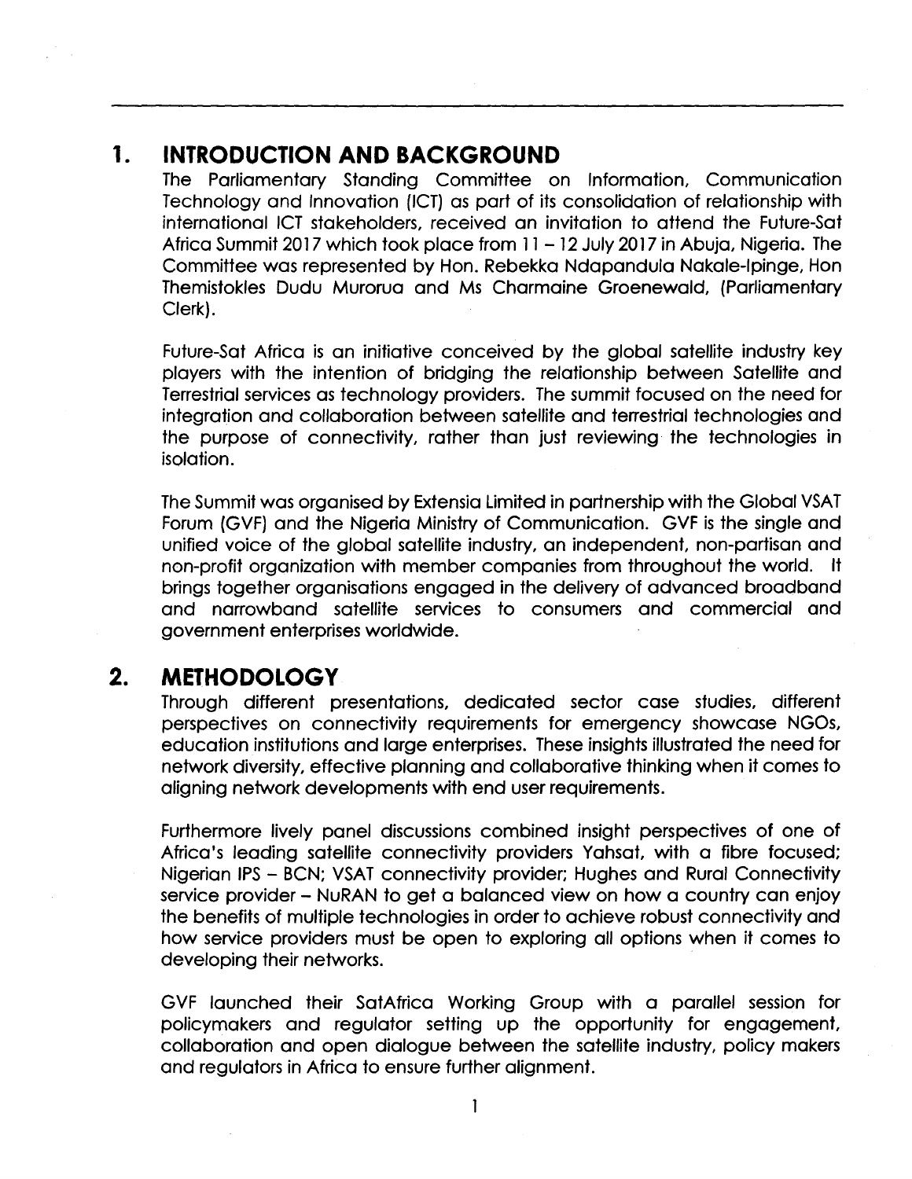## 1. INTRODUCTION AND BACKGROUND

The Parliamentary Standing Committee on Information, Communication Technology and Innovation (ICT) as part of its consolidation of relationship with international ICT stakeholders, received an invitation to attend the Future-Sat Africa Summit 2017 which took place from 11 – 12 July 2017 in Abuja, Nigeria. The Committee was represented by Hon. Rebekka Ndapandula Nakale-Ipinge, Hon Themistokles Dudu Murorua and Ms Charmaine Groenewald, (Parliamentary Clerk).

Future-Sat Africa is an initiative conceived by the global satellite industry key players with the intention of bridging the relationship between Satellite and Terrestrial services as technology providers. The summit focused on the need for integration and collaboration between satellite and terrestrial technologies and the purpose of connectivity, rather than just reviewing the technologies in isolation.

The Summit was organised by Extensia Limited in partnership with the Global VSAT Forum (GVF) and the Nigeria Ministry of Communication. GVF is the single and unified voice of the global satellite industry, an independent, non-partisan and non-profit organization with member companies from throughout the world. It brings together organisations engaged in the delivery of advanced broadband and narrowband satellite services to consumers and commercial and government enterprises worldwide.

## 2. METHODOLOGY

Through different presentations, dedicated sector case studies, different perspectives on connectivity requirements for emergency showcase NGOs, education institutions and large enterprises. These insights illustrated the need for network diversity, effective planning and collaborative thinking when it comes to aligning network developments with end user requirements.

Furthermore lively panel discussions combined insight perspectives of one of Africa's leading satellite connectivity providers Yahsat, with a fibre focused; Nigerian IPS – BCN; VSAT connectivity provider; Hughes and Rural Connectivity service provider – NuRAN to get a balanced view on how a country can enjoy the benefits of multiple technologies in order to achieve robust connectivity and how service providers must be open to exploring all options when it comes to developing their networks.

GVF launched their SatAfrica Working Group with a parallel session for policymakers and regulator setting up the opportunity for engagement, collaboration and open dialogue between the satellite industry, policy makers and regulators in Africa to ensure further alignment.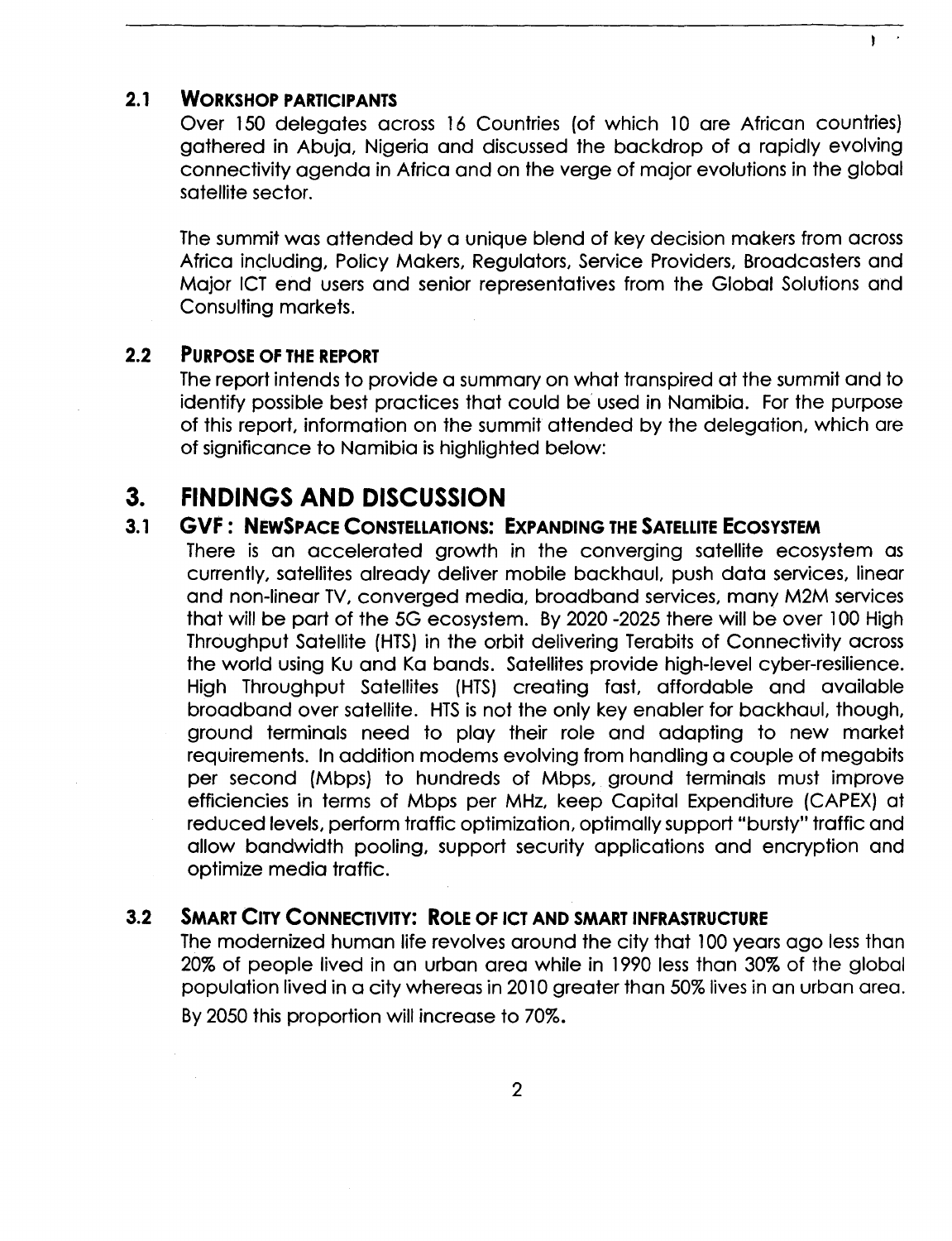### 2.1 WORKSHOP PARTICIPANTS

Over 150 delegates across 16 Countries (of which 10 are African countries) gathered in Abuja, Nigeria and discussed the backdrop of a rapidly evolving connectivity agenda in Africa and on the verge of major evolutions in the global satellite sector.

The summit was attended by a unique blend of key decision makers from across Africa including, Policy Makers, Regulators, Service Providers, Broadcasters and Major ICT end users and senior representatives from the Global Solutions and Consulting markets.

### 2.2 PURPOSE OF THE REPORT

The report intends to provide a summary on what transpired at the summit and to identify possible best practices that could be used in Namibia. For the purpose of this report, information on the summit attended by the delegation, which are of significance to Namibia is highlighted below:

## 3. FINDINGS AND DISCUSSION

### 3.1 GVF : NEWSPACE CONSTELLATIONS: EXPANDING THE SATELLITE ECOSYSTEM

There is an accelerated growth in the converging satellite ecosystem as currently, satellites already deliver mobile backhaul, push data services, linear and non-linear TV, converged media, broadband services, many M2M services that will be part of the 5G ecosystem. By 2020 -2025 there will be over 100 High Throughput Satellite (HTS) in the orbit delivering Terabits of Connectivity across the world using Ku and Ka bands. Satellites provide high-level cyber-resilience. High Throughput Satellites (HTS) creating fast, affordable and available broadband over satellite. HTS is not the only key enabler for backhaul, though, ground terminals need to play their role and adapting to new market requirements. In addition modems evolving from handling a couple of megabits per second (Mbps) to hundreds of Mbps, ground terminals must improve efficiencies in terms of Mbps per MHz, keep Capital Expenditure (CAPEX) at reduced levels, perform traffic optimization, optimally support "bursty" traffic and allow bandwidth pooling, support security applications and encryption and optimize media traffic.

### 3.2 SMART CITY CONNECTIVITY: ROLE OF ICT AND SMART INFRASTRUCTURE

The modernized human life revolves around the city that 100 years ago less than 20% of people lived in an urban area while in 1990 less than 30% of the global population lived in a city whereas in 2010 greater than 50% lives in an urban area. By 2050 this proportion will increase to 70%.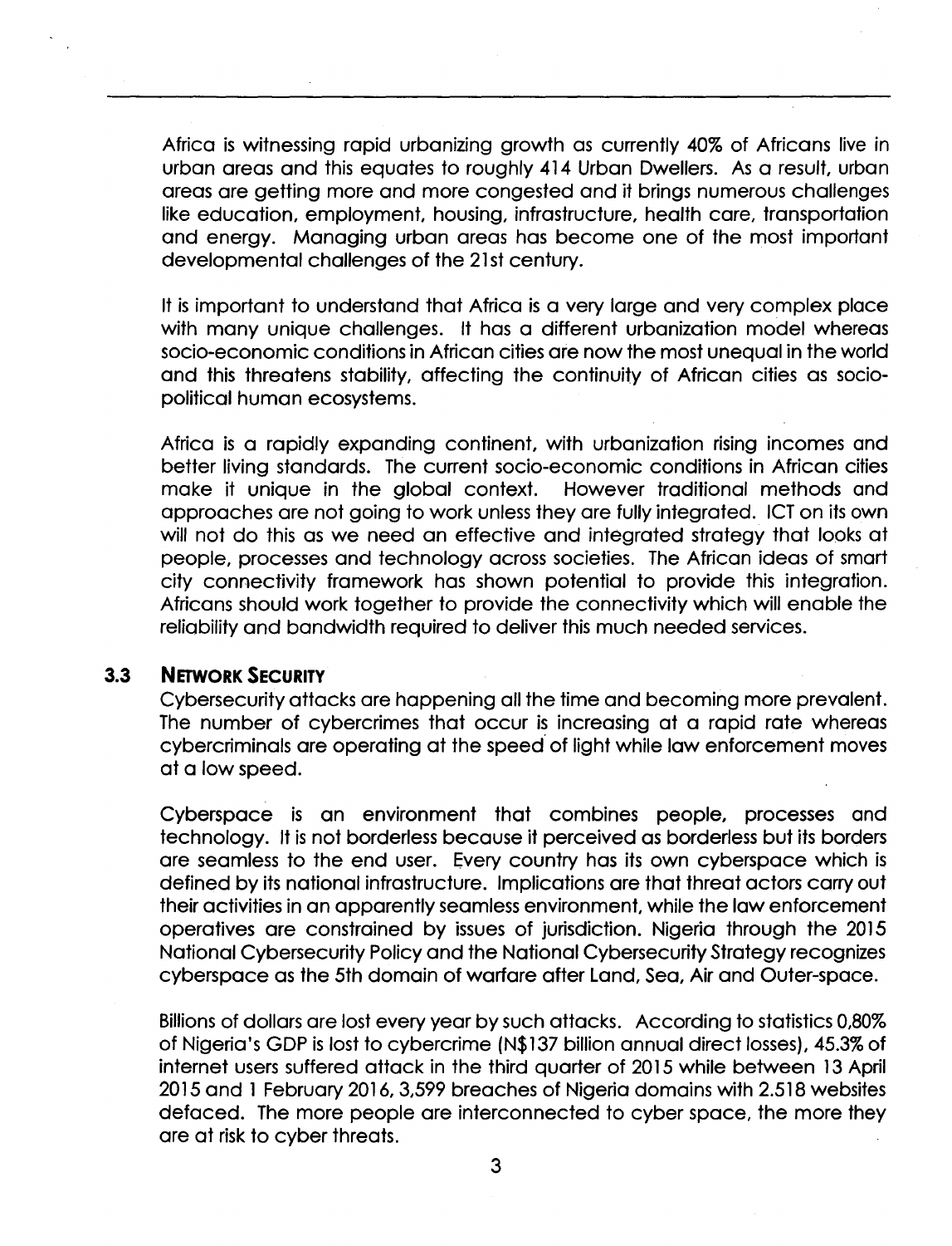Africa is witnessing rapid urbanizing growth as currently 40% of Africans live in urban areas and this equates to roughly 414 Urban Dwellers. As a result, urban areas are getting more and more congested and it brings numerous challenges like education, employment, housing, infrastructure, health care, transportation and energy. Managing urban areas has become one of the most important developmental challenges of the 21st century.

It is important to understand that Africa is a very large and very complex place with many unique challenges. It has a different urbanization model whereas socio-economic conditions in African cities are now the most unequal in the world and this threatens stability, affecting the continuity of African cities as socio-political human ecosystems.

Africa is a rapidly expanding continent, with urbanization rising incomes and better living standards. The current socio-economic conditions in African cities make it unique in the global context. However traditional methods and approaches are not going to work unless they are fully integrated. ICT on its own will not do this as we need an effective and integrated strategy that looks at people, processes and technology across societies. The African ideas of smart city connectivity framework has shown potential to provide this integration. Africans should work together to provide the connectivity which will enable the reliability and bandwidth required to deliver this much needed services.

### 3.3 Network Security

Cybersecurity attacks are happening all the time and becoming more prevalent. The number of cybercrimes that occur is increasing at a rapid rate whereas cybercriminals are operating at the speed of light while law enforcement moves at a low speed.

Cyberspace is an environment that combines people, processes and technology. It is not borderless because it perceived as borderless but its borders are seamless to the end user. Every country has its own cyberspace which is defined by its national infrastructure. Implications are that threat actors carry out their activities in an apparently seamless environment, while the law enforcement operatives are constrained by issues of jurisdiction. Nigeria through the 2015 National Cybersecurity Policy and the National Cybersecurity Strategy recognizes cyberspace as the 5th domain of warfare after Land, Sea, Air and Outer-space.

Billions of dollars are lost every year by such attacks. According to statistics 0,80% of Nigeria's GDP is lost to cybercrime (N$137 billion annual direct losses), 45.3% of internet users suffered attack in the third quarter of 2015 while between 13 April 2015 and 1 February 2016, 3,599 breaches of Nigeria domains with 2.518 websites defaced. The more people are interconnected to cyber space, the more they are at risk to cyber threats.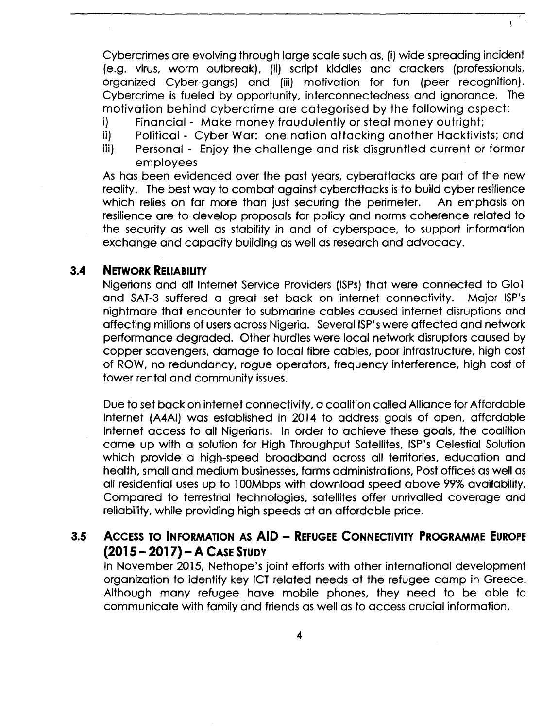Cybercrimes are evolving through large scale such as, (i) wide spreading incident (e.g. virus, worm outbreak), (ii) script kiddies and crackers (professionals, organized Cyber-gangs) and (iii) motivation for fun (peer recognition). Cybercrime is fueled by opportunity, interconnectedness and ignorance. The motivation behind cybercrime are categorised by the following aspect:

i) Financial - Make money fraudulently or steal money outright;
ii) Political - Cyber War: one nation attacking another Hacktivists; and
iii) Personal - Enjoy the challenge and risk disgruntled current or former employees

As has been evidenced over the past years, cyberattacks are part of the new reality. The best way to combat against cyberattacks is to build cyber resilience which relies on far more than just securing the perimeter. An emphasis on resilience are to develop proposals for policy and norms coherence related to the security as well as stability in and of cyberspace, to support information exchange and capacity building as well as research and advocacy.

## 3.4 NETWORK RELIABILITY

Nigerians and all Internet Service Providers (ISPs) that were connected to Glo1 and SAT-3 suffered a great set back on internet connectivity. Major ISP's nightmare that encounter to submarine cables caused internet disruptions and affecting millions of users across Nigeria. Several ISP's were affected and network performance degraded. Other hurdles were local network disruptors caused by copper scavengers, damage to local fibre cables, poor infrastructure, high cost of ROW, no redundancy, rogue operators, frequency interference, high cost of tower rental and community issues.

Due to set back on internet connectivity, a coalition called Alliance for Affordable Internet (A4AI) was established in 2014 to address goals of open, affordable Internet access to all Nigerians. In order to achieve these goals, the coalition came up with a solution for High Throughput Satellites, ISP's Celestial Solution which provide a high-speed broadband across all territories, education and health, small and medium businesses, farms administrations, Post offices as well as all residential uses up to 100Mbps with download speed above 99% availability. Compared to terrestrial technologies, satellites offer unrivalled coverage and reliability, while providing high speeds at an affordable price.

## 3.5 ACCESS TO INFORMATION AS AID – REFUGEE CONNECTIVITY PROGRAMME EUROPE (2015 – 2017) – A CASE STUDY

In November 2015, Nethope's joint efforts with other international development organization to identify key ICT related needs at the refugee camp in Greece. Although many refugee have mobile phones, they need to be able to communicate with family and friends as well as to access crucial information.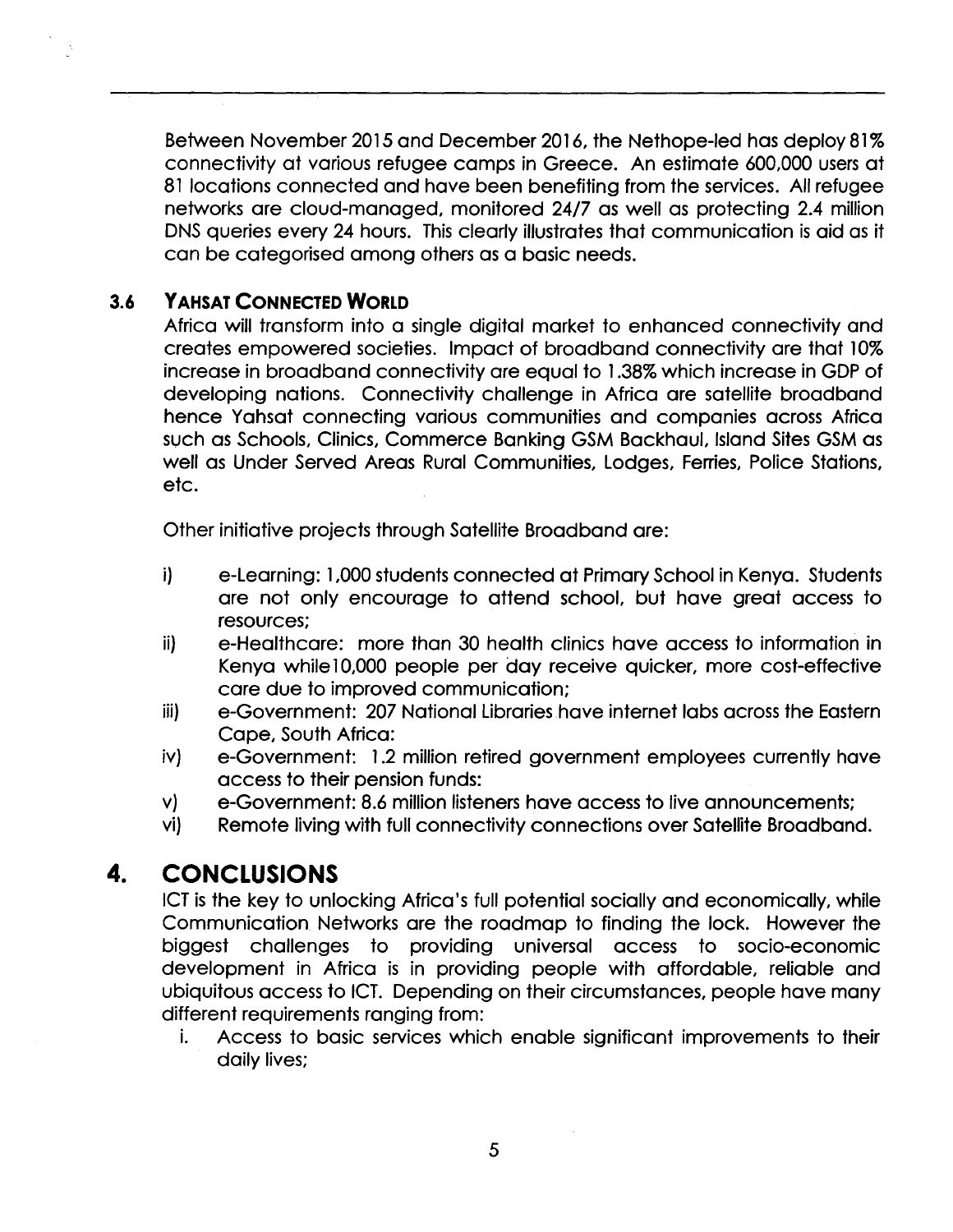Between November 2015 and December 2016, the Nethope-led has deploy 81% connectivity at various refugee camps in Greece. An estimate 600,000 users at 81 locations connected and have been benefiting from the services. All refugee networks are cloud-managed, monitored 24/7 as well as protecting 2.4 million DNS queries every 24 hours. This clearly illustrates that communication is aid as it can be categorised among others as a basic needs.

### 3.6 YAHSAT CONNECTED WORLD

Africa will transform into a single digital market to enhanced connectivity and creates empowered societies. Impact of broadband connectivity are that 10% increase in broadband connectivity are equal to 1.38% which increase in GDP of developing nations. Connectivity challenge in Africa are satellite broadband hence Yahsat connecting various communities and companies across Africa such as Schools, Clinics, Commerce Banking GSM Backhaul, Island Sites GSM as well as Under Served Areas Rural Communities, Lodges, Ferries, Police Stations, etc.

Other initiative projects through Satellite Broadband are:

i) e-Learning: 1,000 students connected at Primary School in Kenya. Students are not only encourage to attend school, but have great access to resources;
ii) e-Healthcare: more than 30 health clinics have access to information in Kenya while10,000 people per day receive quicker, more cost-effective care due to improved communication;
iii) e-Government: 207 National Libraries have internet labs across the Eastern Cape, South Africa:
iv) e-Government: 1.2 million retired government employees currently have access to their pension funds:
v) e-Government: 8.6 million listeners have access to live announcements;
vi) Remote living with full connectivity connections over Satellite Broadband.

## 4. CONCLUSIONS

ICT is the key to unlocking Africa's full potential socially and economically, while Communication Networks are the roadmap to finding the lock. However the biggest challenges to providing universal access to socio-economic development in Africa is in providing people with affordable, reliable and ubiquitous access to ICT. Depending on their circumstances, people have many different requirements ranging from:

i. Access to basic services which enable significant improvements to their daily lives;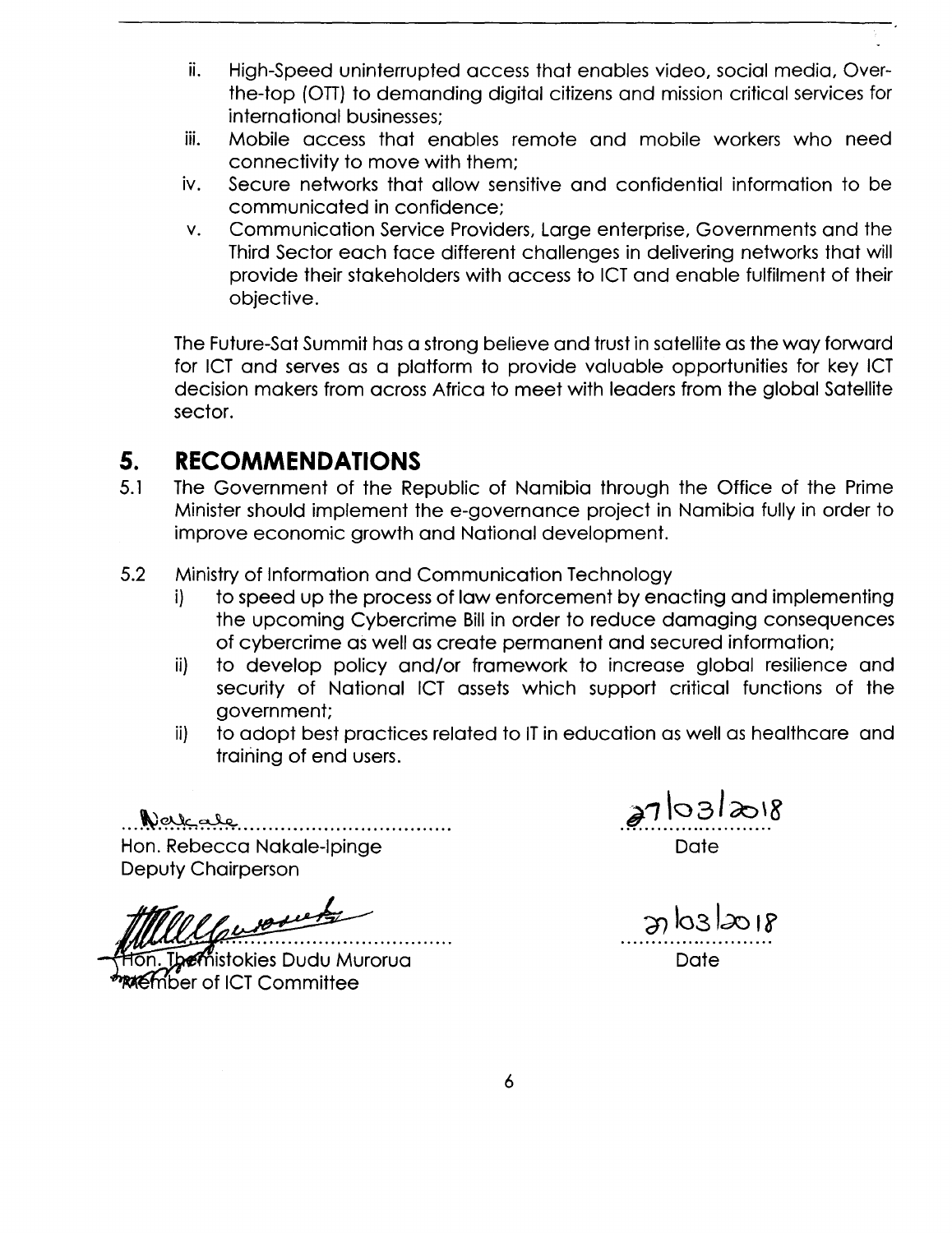ii. High-Speed uninterrupted access that enables video, social media, Over-the-top (OTT) to demanding digital citizens and mission critical services for international businesses;
iii. Mobile access that enables remote and mobile workers who need connectivity to move with them;
iv. Secure networks that allow sensitive and confidential information to be communicated in confidence;
v. Communication Service Providers, Large enterprise, Governments and the Third Sector each face different challenges in delivering networks that will provide their stakeholders with access to ICT and enable fulfilment of their objective.

The Future-Sat Summit has a strong believe and trust in satellite as the way forward for ICT and serves as a platform to provide valuable opportunities for key ICT decision makers from across Africa to meet with leaders from the global Satellite sector.

## 5. RECOMMENDATIONS

5.1 The Government of the Republic of Namibia through the Office of the Prime Minister should implement the e-governance project in Namibia fully in order to improve economic growth and National development.

5.2 Ministry of Information and Communication Technology
- i) to speed up the process of law enforcement by enacting and implementing the upcoming Cybercrime Bill in order to reduce damaging consequences of cybercrime as well as create permanent and secured information;
- ii) to develop policy and/or framework to increase global resilience and security of National ICT assets which support critical functions of the government;
- ii) to adopt best practices related to IT in education as well as healthcare and training of end users.

Nakale
Hon. Rebecca Nakale-Ipinge
Deputy Chairperson

27/03/2018
Date

Hon. Themistokies Dudu Murorua
Member of ICT Committee

27/03/2018
Date